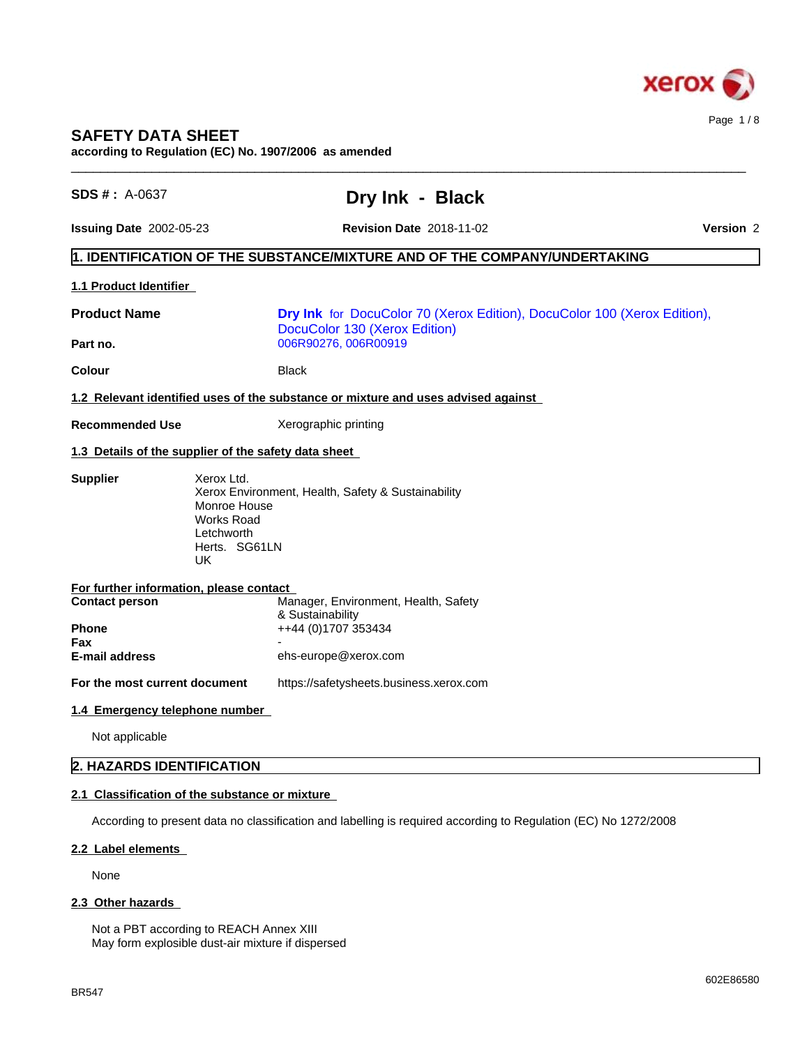# SAFETY DATA SHEET

**according to Regulation (EC) No. 1907/2006 as amended**

**SDS # :** A-0637

# Dry Ink - Black

**Issuing Date** 2002-05-23 **Revision Date** 2018-11-02 **Version** 2

## 1. IDENTIFICATION OF THE SUBSTANCE/MIXTURE AND OF THE COMPANY/UNDERTAKING

### 1.1 Product Identifier

| | |
|---|---|
| **Product Name** | **Dry Ink** for DocuColor 70 (Xerox Edition), DocuColor 100 (Xerox Edition), DocuColor 130 (Xerox Edition) |
| **Part no.** | 006R90276, 006R00919 |
| **Colour** | Black |

### 1.2 Relevant identified uses of the substance or mixture and uses advised against

**Recommended Use** Xerographic printing

### 1.3 Details of the supplier of the safety data sheet

**Supplier**

Xerox Ltd.
Xerox Environment, Health, Safety & Sustainability
Monroe House
Works Road
Letchworth
Herts. SG61LN
UK

**For further information, please contact**

| | |
|---|---|
| **Contact person** | Manager, Environment, Health, Safety & Sustainability |
| **Phone** | ++44 (0)1707 353434 |
| **Fax** | - |
| **E-mail address** | ehs-europe@xerox.com |
| **For the most current document** | https://safetysheets.business.xerox.com |

### 1.4 Emergency telephone number

Not applicable

## 2. HAZARDS IDENTIFICATION

### 2.1 Classification of the substance or mixture

According to present data no classification and labelling is required according to Regulation (EC) No 1272/2008

### 2.2 Label elements

None

### 2.3 Other hazards

Not a PBT according to REACH Annex XIII
May form explosible dust-air mixture if dispersed

BR547 602E86580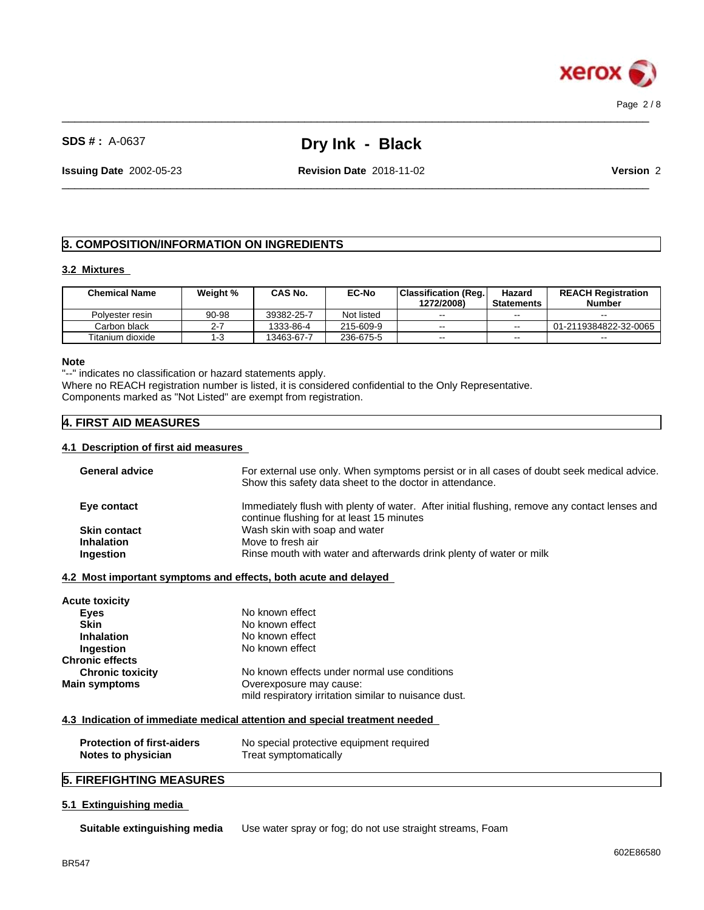## 3. COMPOSITION/INFORMATION ON INGREDIENTS

### 3.2 Mixtures

| Chemical Name | Weight % | CAS No. | EC-No | Classification (Reg. 1272/2008) | Hazard Statements | REACH Registration Number |
|---|---|---|---|---|---|---|
| Polyester resin | 90-98 | 39382-25-7 | Not listed | -- | -- | -- |
| Carbon black | 2-7 | 1333-86-4 | 215-609-9 | -- | -- | 01-2119384822-32-0065 |
| Titanium dioxide | 1-3 | 13463-67-7 | 236-675-5 | -- | -- | -- |

**Note**
"--" indicates no classification or hazard statements apply.
Where no REACH registration number is listed, it is considered confidential to the Only Representative.
Components marked as "Not Listed" are exempt from registration.

## 4. FIRST AID MEASURES

### 4.1 Description of first aid measures

**General advice** For external use only. When symptoms persist or in all cases of doubt seek medical advice. Show this safety data sheet to the doctor in attendance.

**Eye contact** Immediately flush with plenty of water. After initial flushing, remove any contact lenses and continue flushing for at least 15 minutes

**Skin contact** Wash skin with soap and water

**Inhalation** Move to fresh air

**Ingestion** Rinse mouth with water and afterwards drink plenty of water or milk

### 4.2 Most important symptoms and effects, both acute and delayed

**Acute toxicity**

**Eyes** No known effect

**Skin** No known effect

**Inhalation** No known effect

**Ingestion** No known effect

**Chronic effects**

**Chronic toxicity** No known effects under normal use conditions

**Main symptoms** Overexposure may cause:
mild respiratory irritation similar to nuisance dust.

### 4.3 Indication of immediate medical attention and special treatment needed

**Protection of first-aiders** No special protective equipment required

**Notes to physician** Treat symptomatically

## 5. FIREFIGHTING MEASURES

### 5.1 Extinguishing media

**Suitable extinguishing media** Use water spray or fog; do not use straight streams, Foam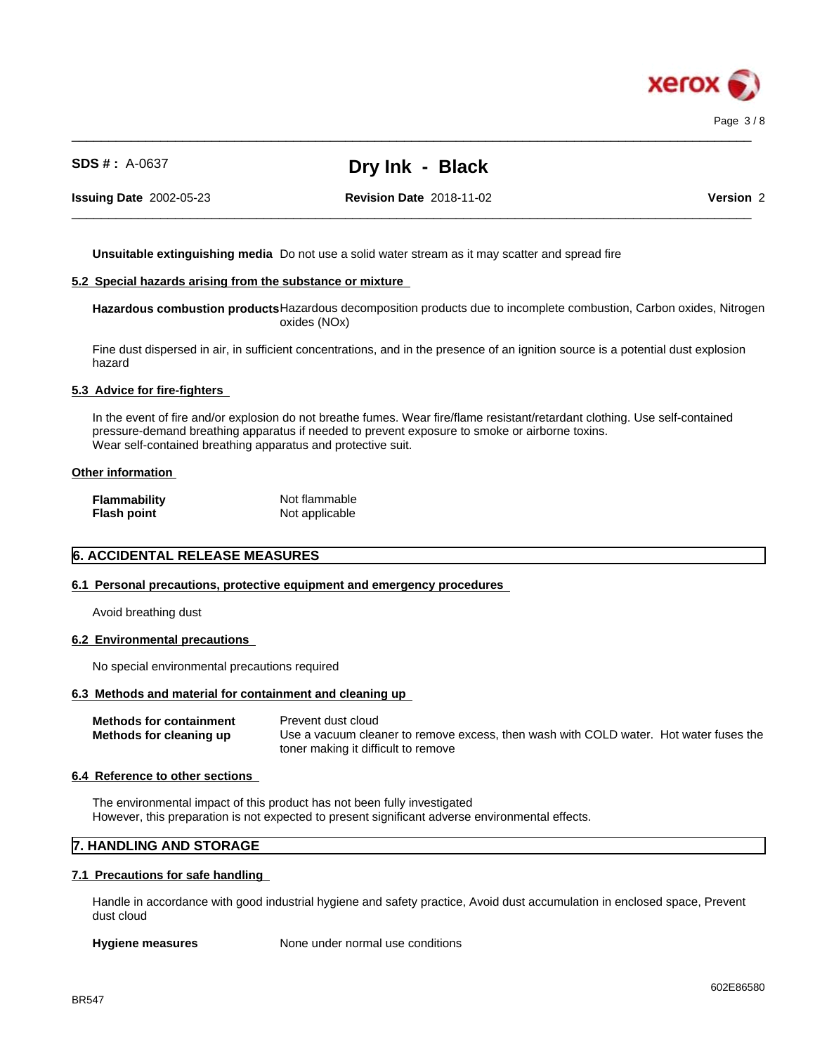**Unsuitable extinguishing media** Do not use a solid water stream as it may scatter and spread fire

### 5.2 Special hazards arising from the substance or mixture

**Hazardous combustion products** Hazardous decomposition products due to incomplete combustion, Carbon oxides, Nitrogen oxides (NOx)

Fine dust dispersed in air, in sufficient concentrations, and in the presence of an ignition source is a potential dust explosion hazard

### 5.3 Advice for fire-fighters

In the event of fire and/or explosion do not breathe fumes. Wear fire/flame resistant/retardant clothing. Use self-contained pressure-demand breathing apparatus if needed to prevent exposure to smoke or airborne toxins.
Wear self-contained breathing apparatus and protective suit.

### Other information

| | |
|---|---|
| **Flammability** | Not flammable |
| **Flash point** | Not applicable |

## 6. ACCIDENTAL RELEASE MEASURES

### 6.1 Personal precautions, protective equipment and emergency procedures

Avoid breathing dust

### 6.2 Environmental precautions

No special environmental precautions required

### 6.3 Methods and material for containment and cleaning up

| | |
|---|---|
| **Methods for containment** | Prevent dust cloud |
| **Methods for cleaning up** | Use a vacuum cleaner to remove excess, then wash with COLD water. Hot water fuses the toner making it difficult to remove |

### 6.4 Reference to other sections

The environmental impact of this product has not been fully investigated
However, this preparation is not expected to present significant adverse environmental effects.

## 7. HANDLING AND STORAGE

### 7.1 Precautions for safe handling

Handle in accordance with good industrial hygiene and safety practice, Avoid dust accumulation in enclosed space, Prevent dust cloud

**Hygiene measures** None under normal use conditions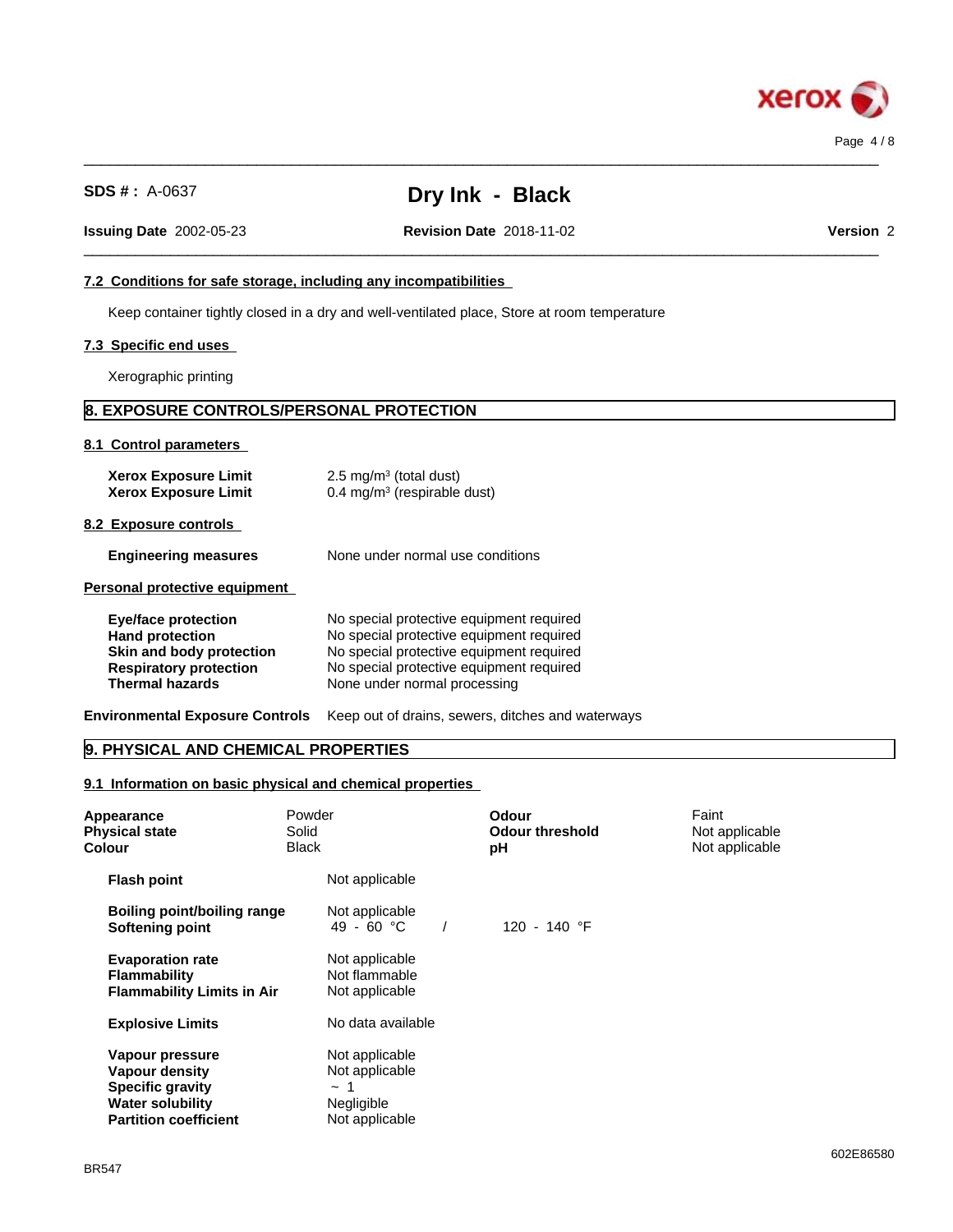#### 7.2 Conditions for safe storage, including any incompatibilities

Keep container tightly closed in a dry and well-ventilated place, Store at room temperature

#### 7.3 Specific end uses

Xerographic printing

## 8. EXPOSURE CONTROLS/PERSONAL PROTECTION

#### 8.1 Control parameters

| | |
|---|---|
| **Xerox Exposure Limit** | 2.5 mg/m³ (total dust) |
| **Xerox Exposure Limit** | 0.4 mg/m³ (respirable dust) |

#### 8.2 Exposure controls

| | |
|---|---|
| **Engineering measures** | None under normal use conditions |

#### Personal protective equipment

| | |
|---|---|
| **Eye/face protection** | No special protective equipment required |
| **Hand protection** | No special protective equipment required |
| **Skin and body protection** | No special protective equipment required |
| **Respiratory protection** | No special protective equipment required |
| **Thermal hazards** | None under normal processing |

**Environmental Exposure Controls** Keep out of drains, sewers, ditches and waterways

## 9. PHYSICAL AND CHEMICAL PROPERTIES

#### 9.1 Information on basic physical and chemical properties

| | | | |
|---|---|---|---|
| **Appearance** | Powder | **Odour** | Faint |
| **Physical state** | Solid | **Odour threshold** | Not applicable |
| **Colour** | Black | **pH** | Not applicable |

| | |
|---|---|
| **Flash point** | Not applicable |
| **Boiling point/boiling range** | Not applicable |
| **Softening point** | 49 - 60 °C / 120 - 140 °F |
| **Evaporation rate** | Not applicable |
| **Flammability** | Not flammable |
| **Flammability Limits in Air** | Not applicable |
| **Explosive Limits** | No data available |
| **Vapour pressure** | Not applicable |
| **Vapour density** | Not applicable |
| **Specific gravity** | ~ 1 |
| **Water solubility** | Negligible |
| **Partition coefficient** | Not applicable |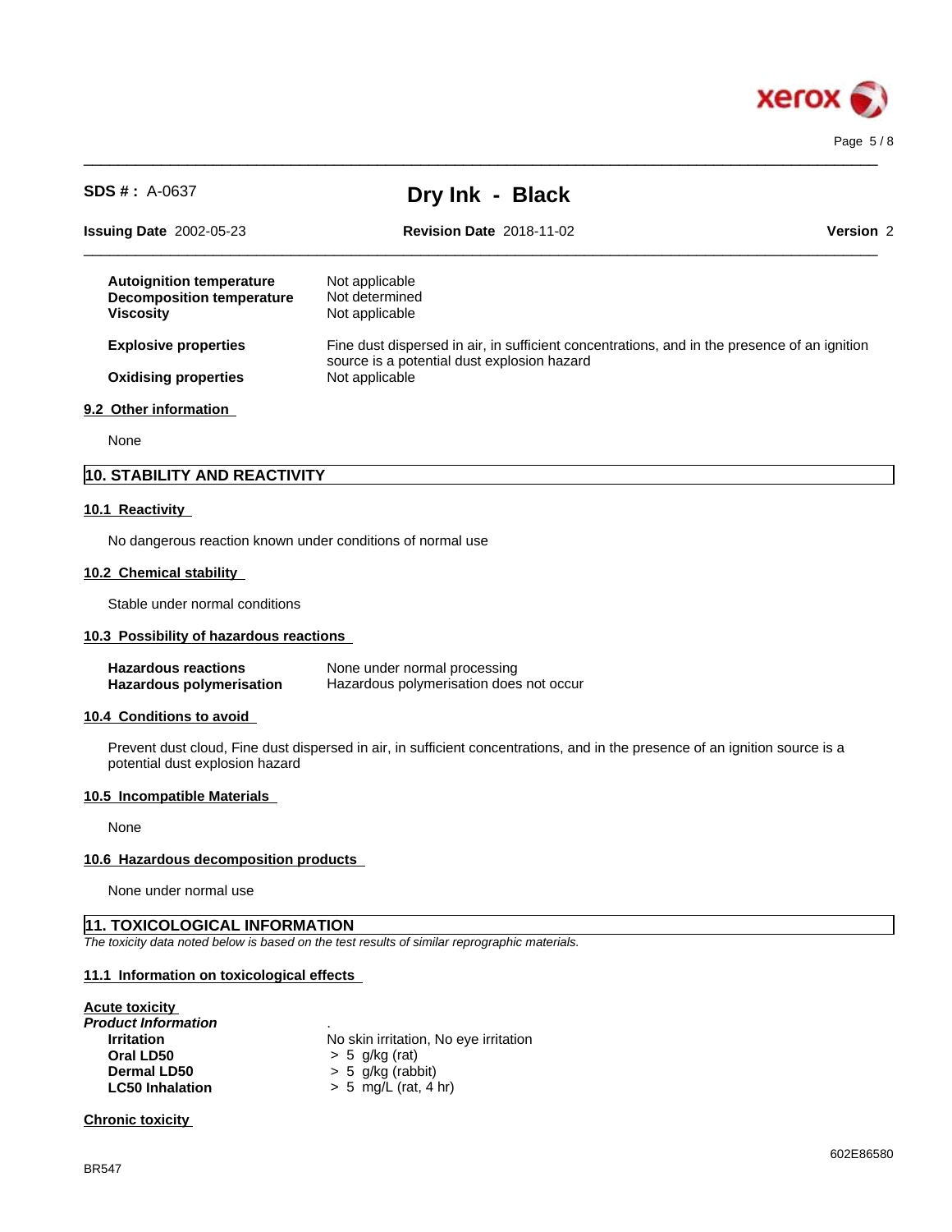| | |
|---|---|
| **Autoignition temperature** | Not applicable |
| **Decomposition temperature** | Not determined |
| **Viscosity** | Not applicable |
| **Explosive properties** | Fine dust dispersed in air, in sufficient concentrations, and in the presence of an ignition source is a potential dust explosion hazard |
| **Oxidising properties** | Not applicable |

### 9.2 Other information

None

## 10. STABILITY AND REACTIVITY

### 10.1 Reactivity

No dangerous reaction known under conditions of normal use

### 10.2 Chemical stability

Stable under normal conditions

### 10.3 Possibility of hazardous reactions

| | |
|---|---|
| **Hazardous reactions** | None under normal processing |
| **Hazardous polymerisation** | Hazardous polymerisation does not occur |

### 10.4 Conditions to avoid

Prevent dust cloud, Fine dust dispersed in air, in sufficient concentrations, and in the presence of an ignition source is a potential dust explosion hazard

### 10.5 Incompatible Materials

None

### 10.6 Hazardous decomposition products

None under normal use

## 11. TOXICOLOGICAL INFORMATION

*The toxicity data noted below is based on the test results of similar reprographic materials.*

### 11.1 Information on toxicological effects

**Acute toxicity**

***Product Information*** .

| | |
|---|---|
| **Irritation** | No skin irritation, No eye irritation |
| **Oral LD50** | > 5 g/kg (rat) |
| **Dermal LD50** | > 5 g/kg (rabbit) |
| **LC50 Inhalation** | > 5 mg/L (rat, 4 hr) |

**Chronic toxicity**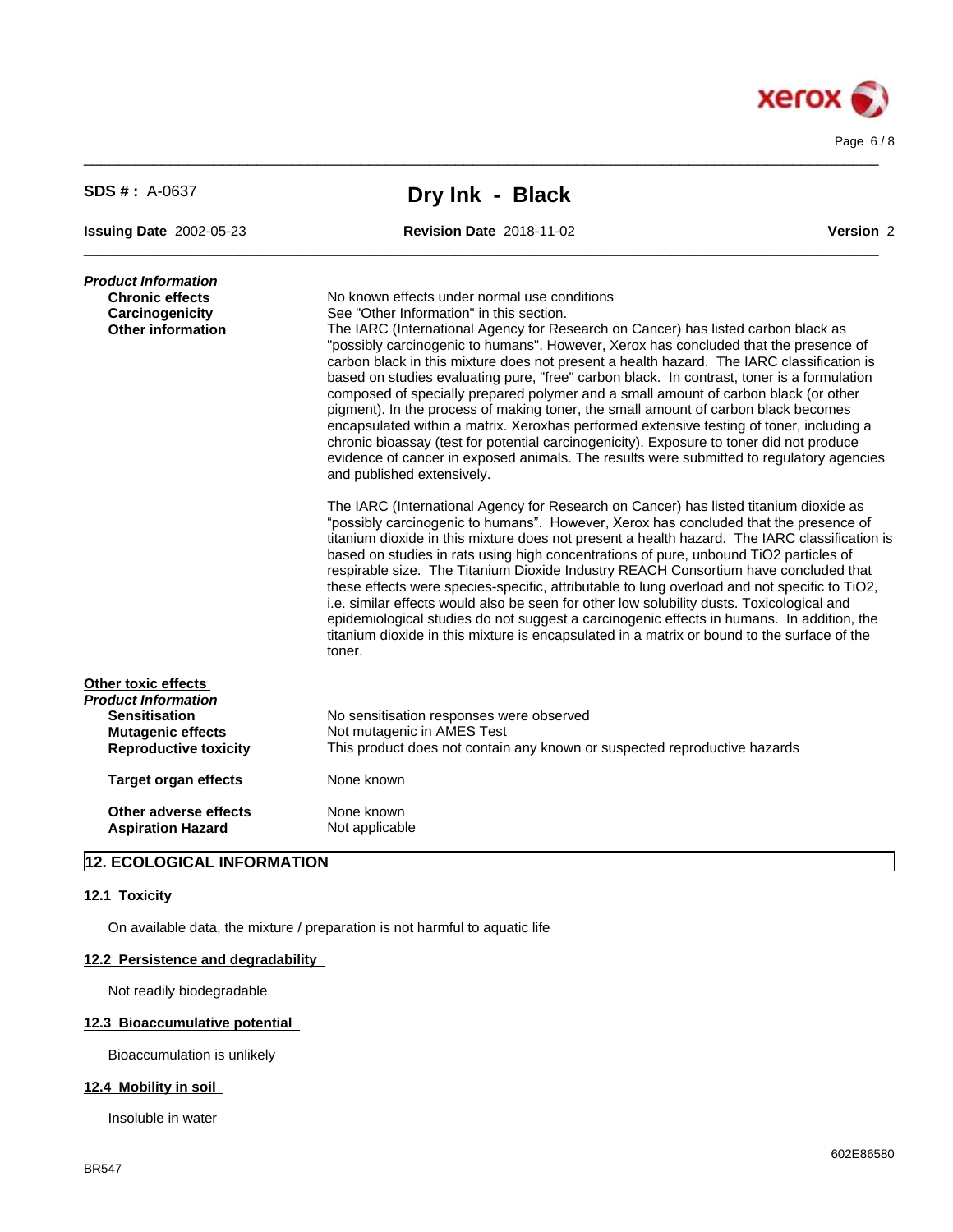**SDS # :** A-0637

# Dry Ink - Black

**Issuing Date** 2002-05-23 **Revision Date** 2018-11-02 **Version** 2

***Product Information***

**Chronic effects** No known effects under normal use conditions

**Carcinogenicity** See "Other Information" in this section.

**Other information** The IARC (International Agency for Research on Cancer) has listed carbon black as "possibly carcinogenic to humans". However, Xerox has concluded that the presence of carbon black in this mixture does not present a health hazard. The IARC classification is based on studies evaluating pure, "free" carbon black. In contrast, toner is a formulation composed of specially prepared polymer and a small amount of carbon black (or other pigment). In the process of making toner, the small amount of carbon black becomes encapsulated within a matrix. Xeroxhas performed extensive testing of toner, including a chronic bioassay (test for potential carcinogenicity). Exposure to toner did not produce evidence of cancer in exposed animals. The results were submitted to regulatory agencies and published extensively.

The IARC (International Agency for Research on Cancer) has listed titanium dioxide as "possibly carcinogenic to humans". However, Xerox has concluded that the presence of titanium dioxide in this mixture does not present a health hazard. The IARC classification is based on studies in rats using high concentrations of pure, unbound $TiO_2$ particles of respirable size. The Titanium Dioxide Industry REACH Consortium have concluded that these effects were species-specific, attributable to lung overload and not specific to $TiO_2$, i.e. similar effects would also be seen for other low solubility dusts. Toxicological and epidemiological studies do not suggest a carcinogenic effects in humans. In addition, the titanium dioxide in this mixture is encapsulated in a matrix or bound to the surface of the toner.

**Other toxic effects**

***Product Information***

**Sensitisation** No sensitisation responses were observed

**Mutagenic effects** Not mutagenic in AMES Test

**Reproductive toxicity** This product does not contain any known or suspected reproductive hazards

**Target organ effects** None known

**Other adverse effects** None known

**Aspiration Hazard** Not applicable

## 12. ECOLOGICAL INFORMATION

### 12.1 Toxicity

On available data, the mixture / preparation is not harmful to aquatic life

### 12.2 Persistence and degradability

Not readily biodegradable

### 12.3 Bioaccumulative potential

Bioaccumulation is unlikely

### 12.4 Mobility in soil

Insoluble in water

BR547

602E86580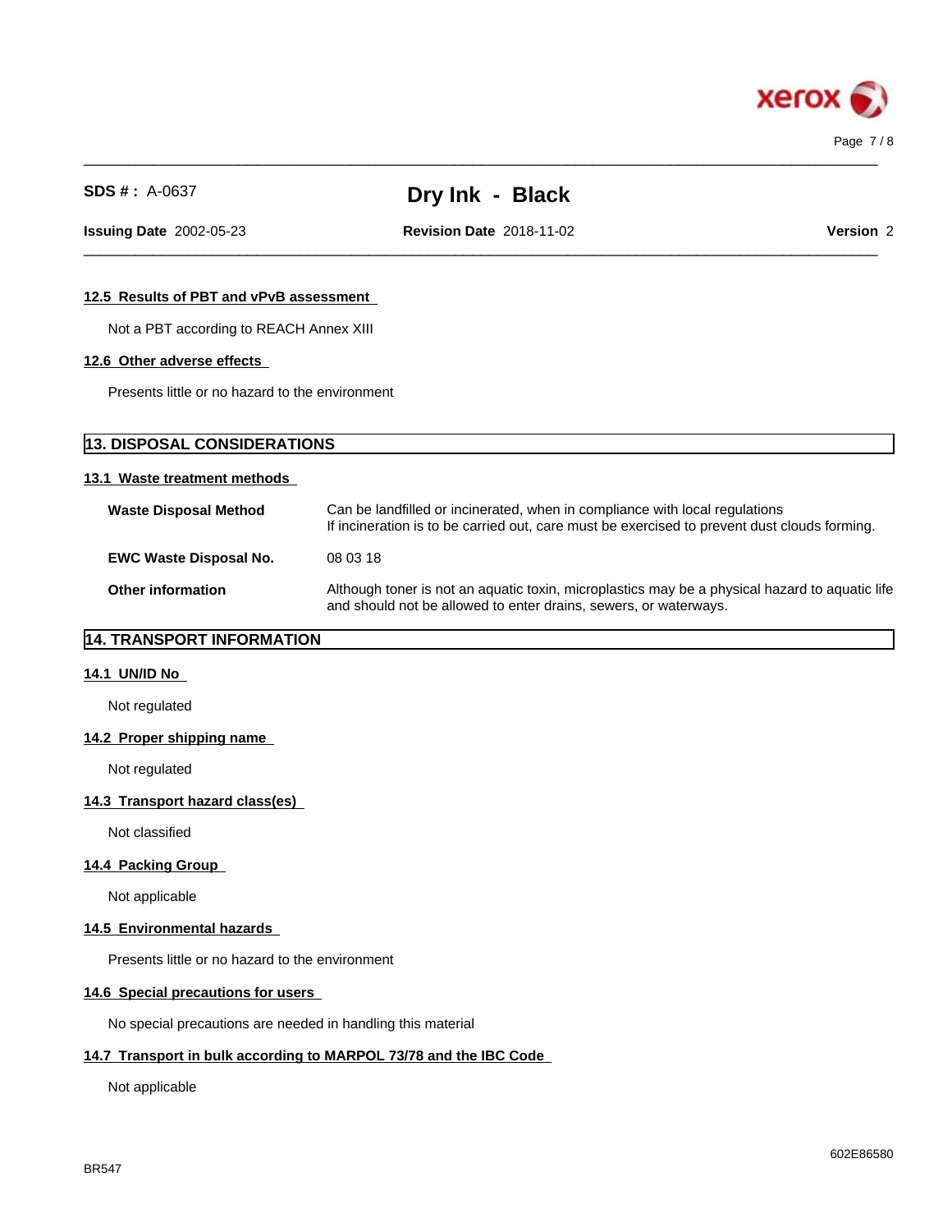### 12.5 Results of PBT and vPvB assessment

Not a PBT according to REACH Annex XIII

### 12.6 Other adverse effects

Presents little or no hazard to the environment

## 13. DISPOSAL CONSIDERATIONS

### 13.1 Waste treatment methods

| | |
|---|---|
| **Waste Disposal Method** | Can be landfilled or incinerated, when in compliance with local regulations<br>If incineration is to be carried out, care must be exercised to prevent dust clouds forming. |
| **EWC Waste Disposal No.** | 08 03 18 |
| **Other information** | Although toner is not an aquatic toxin, microplastics may be a physical hazard to aquatic life and should not be allowed to enter drains, sewers, or waterways. |

## 14. TRANSPORT INFORMATION

### 14.1 UN/ID No

Not regulated

### 14.2 Proper shipping name

Not regulated

### 14.3 Transport hazard class(es)

Not classified

### 14.4 Packing Group

Not applicable

### 14.5 Environmental hazards

Presents little or no hazard to the environment

### 14.6 Special precautions for users

No special precautions are needed in handling this material

### 14.7 Transport in bulk according to MARPOL 73/78 and the IBC Code

Not applicable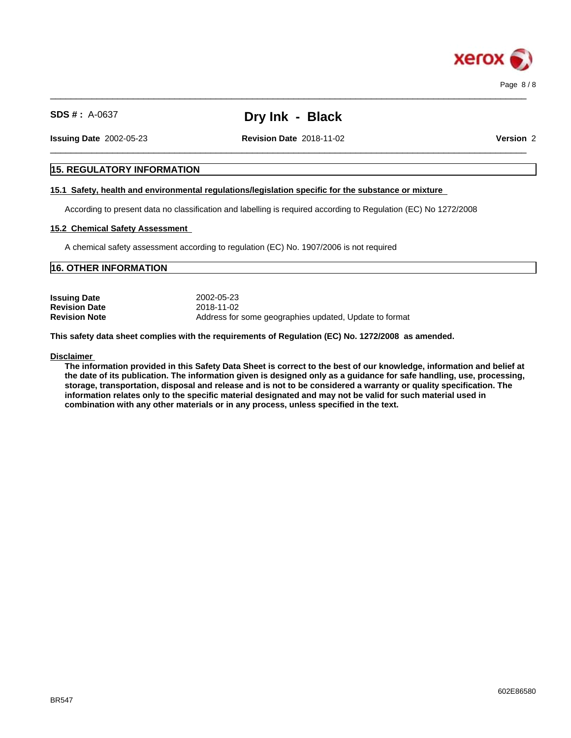## 15. REGULATORY INFORMATION

### 15.1 Safety, health and environmental regulations/legislation specific for the substance or mixture

According to present data no classification and labelling is required according to Regulation (EC) No 1272/2008

### 15.2 Chemical Safety Assessment

A chemical safety assessment according to regulation (EC) No. 1907/2006 is not required

## 16. OTHER INFORMATION

| | |
|---|---|
| **Issuing Date** | 2002-05-23 |
| **Revision Date** | 2018-11-02 |
| **Revision Note** | Address for some geographies updated, Update to format |

**This safety data sheet complies with the requirements of Regulation (EC) No. 1272/2008 as amended.**

**Disclaimer**

**The information provided in this Safety Data Sheet is correct to the best of our knowledge, information and belief at the date of its publication. The information given is designed only as a guidance for safe handling, use, processing, storage, transportation, disposal and release and is not to be considered a warranty or quality specification. The information relates only to the specific material designated and may not be valid for such material used in combination with any other materials or in any process, unless specified in the text.**

602E86580

BR547